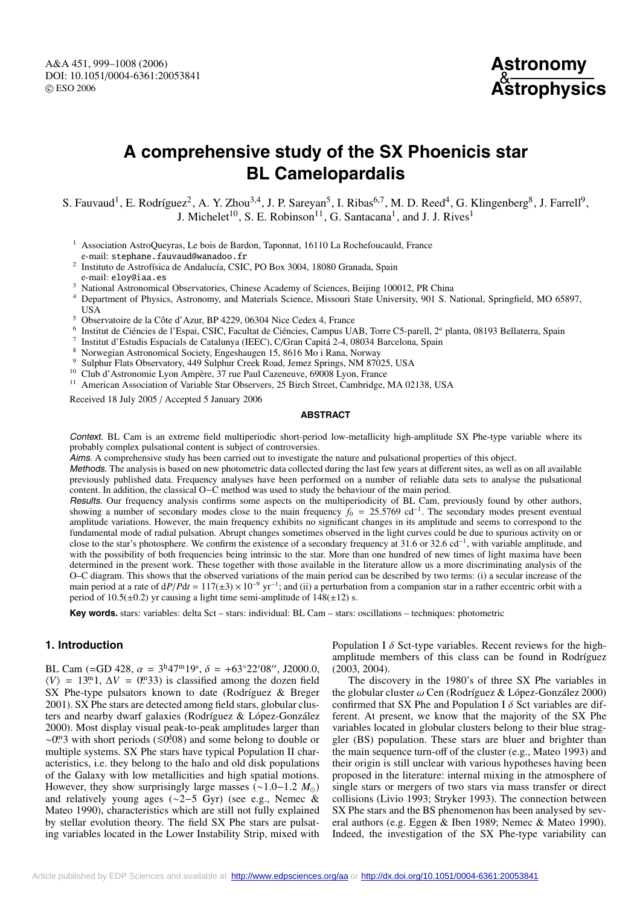# A comprehensive study of the SX Phoenicis star BL Camelopardalis

S. Fauvaud[1], E. Rodríguez[2], A. Y. Zhou[3,4], J. P. Sareyan[5], I. Ribas[6,7], M. D. Reed[4], G. Klingenberg[8], J. Farrell[9], J. Michelet[10], S. E. Robinson[11], G. Santacana[1], and J. J. Rives[1]

[1] Association AstroQueyras, Le bois de Bardon, Taponnat, 16110 La Rochefoucauld, France
e-mail: stephane.fauvaud@wanadoo.fr

[2] Instituto de Astrofísica de Andalucía, CSIC, PO Box 3004, 18080 Granada, Spain
e-mail: eloy@iaa.es

[3] National Astronomical Observatories, Chinese Academy of Sciences, Beijing 100012, PR China

[4] Department of Physics, Astronomy, and Materials Science, Missouri State University, 901 S. National, Springfield, MO 65897, USA

[5] Observatoire de la Côte d'Azur, BP 4229, 06304 Nice Cedex 4, France

[6] Institut de Ciéncies de l'Espai, CSIC, Facultat de Ciéncies, Campus UAB, Torre C5-parell, 2[a] planta, 08193 Bellaterra, Spain

[7] Institut d'Estudis Espacials de Catalunya (IEEC), C/Gran Capitá 2-4, 08034 Barcelona, Spain

[8] Norwegian Astronomical Society, Engeshaugen 15, 8616 Mo i Rana, Norway

[9] Sulphur Flats Observatory, 449 Sulphur Creek Road, Jemez Springs, NM 87025, USA

[10] Club d'Astronomie Lyon Ampère, 37 rue Paul Cazeneuve, 69008 Lyon, France

[11] American Association of Variable Star Observers, 25 Birch Street, Cambridge, MA 02138, USA

Received 18 July 2005 / Accepted 5 January 2006

## ABSTRACT

*Context.* BL Cam is an extreme field multiperiodic short-period low-metallicity high-amplitude SX Phe-type variable where its probably complex pulsational content is subject of controversies.

*Aims.* A comprehensive study has been carried out to investigate the nature and pulsational properties of this object.

*Methods.* The analysis is based on new photometric data collected during the last few years at different sites, as well as on all available previously published data. Frequency analyses have been performed on a number of reliable data sets to analyse the pulsational content. In addition, the classical O−C method was used to study the behaviour of the main period.

*Results.* Our frequency analysis confirms some aspects on the multiperiodicity of BL Cam, previously found by other authors, showing a number of secondary modes close to the main frequency $f_0$ = 25.5769 cd$^{-1}$. The secondary modes present eventual amplitude variations. However, the main frequency exhibits no significant changes in its amplitude and seems to correspond to the fundamental mode of radial pulsation. Abrupt changes sometimes observed in the light curves could be due to spurious activity on or close to the star's photosphere. We confirm the existence of a secondary frequency at 31.6 or 32.6 cd$^{-1}$, with variable amplitude, and with the possibility of both frequencies being intrinsic to the star. More than one hundred of new times of light maxima have been determined in the present work. These together with those available in the literature allow us a more discriminating analysis of the O−C diagram. This shows that the observed variations of the main period can be described by two terms: (i) a secular increase of the main period at a rate of $\mathrm{d}P/P\mathrm{d}t = 117(\pm 3) \times 10^{-9}$ yr$^{-1}$; and (ii) a perturbation from a companion star in a rather eccentric orbit with a period of 10.5(±0.2) yr causing a light time semi-amplitude of 148(±12) s.

**Key words.** stars: variables: delta Sct – stars: individual: BL Cam – stars: oscillations – techniques: photometric

## 1. Introduction

BL Cam (=GD 428, $\alpha = 3^{\mathrm{h}}47^{\mathrm{m}}19^{\mathrm{s}}$, $\delta = +63°22'08''$, J2000.0, $\langle V \rangle = 13\overset{\mathrm{m}}{.}1$, $\Delta V = 0\overset{\mathrm{m}}{.}33$) is classified among the dozen field SX Phe-type pulsators known to date (Rodríguez & Breger 2001). SX Phe stars are detected among field stars, globular clusters and nearby dwarf galaxies (Rodríguez & López-González 2000). Most display visual peak-to-peak amplitudes larger than $\sim 0\overset{\mathrm{m}}{.}3$ with short periods ($\lesssim 0\overset{\mathrm{d}}{.}08$) and some belong to double or multiple systems. SX Phe stars have typical Population II characteristics, i.e. they belong to the halo and old disk populations of the Galaxy with low metallicities and high spatial motions. However, they show surprisingly large masses (~1.0−1.2 $M_{\odot}$) and relatively young ages (~2−5 Gyr) (see e.g., Nemec & Mateo 1990), characteristics which are still not fully explained by stellar evolution theory. The field SX Phe stars are pulsating variables located in the Lower Instability Strip, mixed with Population I $\delta$ Sct-type variables. Recent reviews for the high-amplitude members of this class can be found in Rodríguez (2003, 2004).

The discovery in the 1980's of three SX Phe variables in the globular cluster $\omega$ Cen (Rodríguez & López-González 2000) confirmed that SX Phe and Population I $\delta$ Sct variables are different. At present, we know that the majority of the SX Phe variables located in globular clusters belong to their blue straggler (BS) population. These stars are bluer and brighter than the main sequence turn-off of the cluster (e.g., Mateo 1993) and their origin is still unclear with various hypotheses having been proposed in the literature: internal mixing in the atmosphere of single stars or mergers of two stars via mass transfer or direct collisions (Livio 1993; Stryker 1993). The connection between SX Phe stars and the BS phenomenon has been analysed by several authors (e.g. Eggen & Iben 1989; Nemec & Mateo 1990). Indeed, the investigation of the SX Phe-type variability can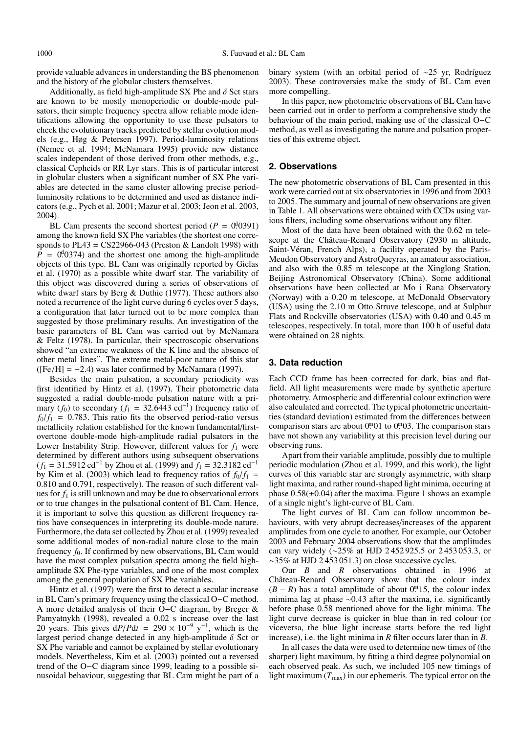provide valuable advances in understanding the BS phenomenon and the history of the globular clusters themselves.

Additionally, as field high-amplitude SX Phe and $\delta$ Sct stars are known to be mostly monoperiodic or double-mode pulsators, their simple frequency spectra allow reliable mode identifications allowing the opportunity to use these pulsators to check the evolutionary tracks predicted by stellar evolution models (e.g., Høg & Petersen 1997). Period-luminosity relations (Nemec et al. 1994; McNamara 1995) provide new distance scales independent of those derived from other methods, e.g., classical Cepheids or RR Lyr stars. This is of particular interest in globular clusters when a significant number of SX Phe variables are detected in the same cluster allowing precise period-luminosity relations to be determined and used as distance indicators (e.g., Pych et al. 2001; Mazur et al. 2003; Jeon et al. 2003, 2004).

BL Cam presents the second shortest period ($P = 0\overset{\mathrm{d}}{.}0391$) among the known field SX Phe variables (the shortest one corresponds to PL43 = CS22966-043 (Preston & Landolt 1998) with $P = 0\overset{\mathrm{d}}{.}0374$) and the shortest one among the high-amplitude objects of this type. BL Cam was originally reported by Giclas et al. (1970) as a possible white dwarf star. The variability of this object was discovered during a series of observations of white dwarf stars by Berg & Duthie (1977). These authors also noted a recurrence of the light curve during 6 cycles over 5 days, a configuration that later turned out to be more complex than suggested by those preliminary results. An investigation of the basic parameters of BL Cam was carried out by McNamara & Feltz (1978). In particular, their spectroscopic observations showed "an extreme weakness of the K line and the absence of other metal lines". The extreme metal-poor nature of this star ([Fe/H] = −2.4) was later confirmed by McNamara (1997).

Besides the main pulsation, a secondary periodicity was first identified by Hintz et al. (1997). Their photometric data suggested a radial double-mode pulsation nature with a primary ($f_0$) to secondary ($f_1 = 32.6443$ cd$^{-1}$) frequency ratio of $f_0/f_1 = 0.783$. This ratio fits the observed period-ratio versus metallicity relation established for the known fundamental/first-overtone double-mode high-amplitude radial pulsators in the Lower Instability Strip. However, different values for $f_1$ were determined by different authors using subsequent observations ($f_1 = 31.5912$ cd$^{-1}$ by Zhou et al. (1999) and $f_1 = 32.3182$ cd$^{-1}$ by Kim et al. (2003) which lead to frequency ratios of $f_0/f_1 = 0.810$ and 0.791, respectively). The reason of such different values for $f_1$ is still unknown and may be due to observational errors or to true changes in the pulsational content of BL Cam. Hence, it is important to solve this question as different frequency ratios have consequences in interpreting its double-mode nature. Furthermore, the data set collected by Zhou et al. (1999) revealed some additional modes of non-radial nature close to the main frequency $f_0$. If confirmed by new observations, BL Cam would have the most complex pulsation spectra among the field high-amplitude SX Phe-type variables, and one of the most complex among the general population of SX Phe variables.

Hintz et al. (1997) were the first to detect a secular increase in BL Cam's primary frequency using the classical O−C method. A more detailed analysis of their O−C diagram, by Breger & Pamyatnykh (1998), revealed a 0.02 s increase over the last 20 years. This gives d$P/P$d$t$ = $290 \times 10^{-9}$ y$^{-1}$, which is the largest period change detected in any high-amplitude $\delta$ Sct or SX Phe variable and cannot be explained by stellar evolutionary models. Nevertheless, Kim et al. (2003) pointed out a reversed trend of the O−C diagram since 1999, leading to a possible sinusoidal behaviour, suggesting that BL Cam might be part of a binary system (with an orbital period of ∼25 yr, Rodríguez 2003). These controversies make the study of BL Cam even more compelling.

In this paper, new photometric observations of BL Cam have been carried out in order to perform a comprehensive study the behaviour of the main period, making use of the classical O−C method, as well as investigating the nature and pulsation properties of this extreme object.

## 2. Observations

The new photometric observations of BL Cam presented in this work were carried out at six observatories in 1996 and from 2003 to 2005. The summary and journal of new observations are given in Table 1. All observations were obtained with CCDs using various filters, including some observations without any filter.

Most of the data have been obtained with the 0.62 m telescope at the Château-Renard Observatory (2930 m altitude, Saint-Véran, French Alps), a facility operated by the Paris-Meudon Observatory and AstroQueyras, an amateur association, and also with the 0.85 m telescope at the Xinglong Station, Beijing Astronomical Observatory (China). Some additional observations have been collected at Mo i Rana Observatory (Norway) with a 0.20 m telescope, at McDonald Observatory (USA) using the 2.10 m Otto Struve telescope, and at Sulphur Flats and Rockville observatories (USA) with 0.40 and 0.45 m telescopes, respectively. In total, more than 100 h of useful data were obtained on 28 nights.

## 3. Data reduction

Each CCD frame has been corrected for dark, bias and flat-field. All light measurements were made by synthetic aperture photometry. Atmospheric and differential colour extinction were also calculated and corrected. The typical photometric uncertainties (standard deviation) estimated from the differences between comparison stars are about $0\overset{\mathrm{m}}{.}01$ to $0\overset{\mathrm{m}}{.}03$. The comparison stars have not shown any variability at this precision level during our observing runs.

Apart from their variable amplitude, possibly due to multiple periodic modulation (Zhou et al. 1999, and this work), the light curves of this variable star are strongly asymmetric, with sharp light maxima, and rather round-shaped light minima, occuring at phase 0.58(±0.04) after the maxima. Figure 1 shows an example of a single night's light-curve of BL Cam.

The light curves of BL Cam can follow uncommon behaviours, with very abrupt decreases/increases of the apparent amplitudes from one cycle to another. For example, our October 2003 and February 2004 observations show that the amplitudes can vary widely (∼25% at HJD 2 452 925.5 or 2 453 053.3, or ∼35% at HJD 2 453 051.3) on close successive cycles.

Our $B$ and $R$ observations obtained in 1996 at Château-Renard Observatory show that the colour index $(B-R)$ has a total amplitude of about $0\overset{\mathrm{m}}{.}15$, the colour index mimima lag at phase ∼0.43 after the maxima, i.e. significantly before phase 0.58 mentioned above for the light minima. The light curve decrease is quicker in blue than in red colour (or viceversa, the blue light increase starts before the red light increase), i.e. the light minima in $R$ filter occurs later than in $B$.

In all cases the data were used to determine new times of (the sharper) light maximum, by fitting a third degree polynomial on each observed peak. As such, we included 105 new timings of light maximum ($T_{\max}$) in our ephemeris. The typical error on the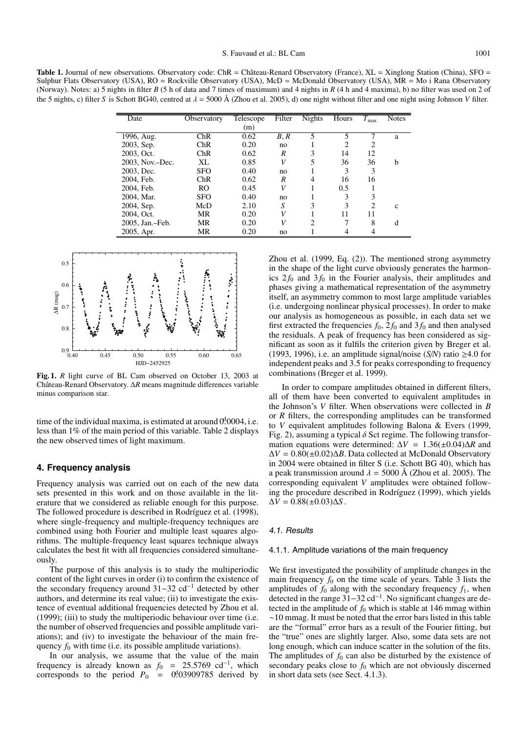**Table 1.** Journal of new observations. Observatory code: ChR = Château-Renard Observatory (France), XL = Xinglong Station (China), SFO = Sulphur Flats Observatory (USA), RO = Rockville Observatory (USA), McD = McDonald Observatory (USA), MR = Mo i Rana Observatory (Norway). Notes: a) 5 nights in filter $B$ (5 h of data and 7 times of maximum) and 4 nights in $R$ (4 h and 4 maxima), b) no filter was used on 2 of the 5 nights, c) filter $S$ is Schott BG40, centred at $\lambda = 5000$ Å (Zhou et al. 2005), d) one night without filter and one night using Johnson $V$ filter.

| Date | Observatory | Telescope (m) | Filter | Nights | Hours | $T_{\max}$ | Notes |
|---|---|---|---|---|---|---|---|
| 1996, Aug. | ChR | 0.62 | $B$, $R$ | 5 | 5 | 7 | a |
| 2003, Sep. | ChR | 0.20 | no | 1 | 2 | 2 | |
| 2003, Oct. | ChR | 0.62 | $R$ | 3 | 14 | 12 | |
| 2003, Nov.–Dec. | XL | 0.85 | $V$ | 5 | 36 | 36 | b |
| 2003, Dec. | SFO | 0.40 | no | 1 | 3 | 3 | |
| 2004, Feb. | ChR | 0.62 | $R$ | 4 | 16 | 16 | |
| 2004, Feb. | RO | 0.45 | $V$ | 1 | 0.5 | 1 | |
| 2004, Mar. | SFO | 0.40 | no | 1 | 3 | 3 | |
| 2004, Sep. | McD | 2.10 | $S$ | 3 | 3 | 2 | c |
| 2004, Oct. | MR | 0.20 | $V$ | 1 | 11 | 11 | |
| 2005, Jan.–Feb. | MR | 0.20 | $V$ | 2 | 7 | 8 | d |
| 2005, Apr. | MR | 0.20 | no | 1 | 4 | 4 | |

0.5
0.6
0.7
0.8
0.9
ΔR (mag)
0.40 0.45 0.50 0.55 0.60 0.65
HJD−2452925

**Fig. 1.** $R$ light curve of BL Cam observed on October 13, 2003 at Château-Renard Observatory. $\Delta R$ means magnitude differences variable minus comparison star.

time of the individual maxima, is estimated at around 0ᵈ0004, i.e. less than 1% of the main period of this variable. Table 2 displays the new observed times of light maximum.

## 4. Frequency analysis

Frequency analysis was carried out on each of the new data sets presented in this work and on those available in the literature that we considered as reliable enough for this purpose. The followed procedure is described in Rodríguez et al. (1998), where single-frequency and multiple-frequency techniques are combined using both Fourier and multiple least squares algorithms. The multiple-frequency least squares technique always calculates the best fit with all frequencies considered simultaneously.

The purpose of this analysis is to study the multiperiodic content of the light curves in order (i) to confirm the existence of the secondary frequency around 31−32 cd$^{-1}$ detected by other authors, and determine its real value; (ii) to investigate the existence of eventual additional frequencies detected by Zhou et al. (1999); (iii) to study the multiperiodic behaviour over time (i.e. the number of observed frequencies and possible amplitude variations); and (iv) to investigate the behaviour of the main frequency $f_0$ with time (i.e. its possible amplitude variations).

In our analysis, we assume that the value of the main frequency is already known as $f_0 = 25.5769$ cd$^{-1}$, which corresponds to the period $P_0 = $ 0ᵈ03909785 derived by Zhou et al. (1999, Eq. (2)). The mentioned strong asymmetry in the shape of the light curve obviously generates the harmonics $2f_0$ and $3f_0$ in the Fourier analysis, their amplitudes and phases giving a mathematical representation of the asymmetry itself, an asymmetry common to most large amplitude variables (i.e. undergoing nonlinear physical processes). In order to make our analysis as homogeneous as possible, in each data set we first extracted the frequencies $f_0$, $2f_0$ and $3f_0$ and then analysed the residuals. A peak of frequency has been considered as significant as soon as it fulfils the criterion given by Breger et al. (1993, 1996), i.e. an amplitude signal/noise ($S/N$) ratio ≥4.0 for independent peaks and 3.5 for peaks corresponding to frequency combinations (Breger et al. 1999).

In order to compare amplitudes obtained in different filters, all of them have been converted to equivalent amplitudes in the Johnson's $V$ filter. When observations were collected in $B$ or $R$ filters, the corresponding amplitudes can be transformed to $V$ equivalent amplitudes following Balona & Evers (1999, Fig. 2), assuming a typical $\delta$ Sct regime. The following transformation equations were determined: $\Delta V = 1.36(\pm 0.04)\Delta R$ and $\Delta V = 0.80(\pm 0.02)\Delta B$. Data collected at McDonald Observatory in 2004 were obtained in filter S (i.e. Schott BG 40), which has a peak transmission around $\lambda = 5000$ Å (Zhou et al. 2005). The corresponding equivalent $V$ amplitudes were obtained following the procedure described in Rodríguez (1999), which yields $\Delta V = 0.88(\pm 0.03)\Delta S$.

### 4.1. Results

#### 4.1.1. Amplitude variations of the main frequency

We first investigated the possibility of amplitude changes in the main frequency $f_0$ on the time scale of years. Table 3 lists the amplitudes of $f_0$ along with the secondary frequency $f_1$, when detected in the range 31−32 cd$^{-1}$. No significant changes are detected in the amplitude of $f_0$ which is stable at 146 mmag within ∼10 mmag. It must be noted that the error bars listed in this table are the "formal" error bars as a result of the Fourier fitting, but the "true" ones are slightly larger. Also, some data sets are not long enough, which can induce scatter in the solution of the fits. The amplitudes of $f_0$ can also be disturbed by the existence of secondary peaks close to $f_0$ which are not obviously discerned in short data sets (see Sect. 4.1.3).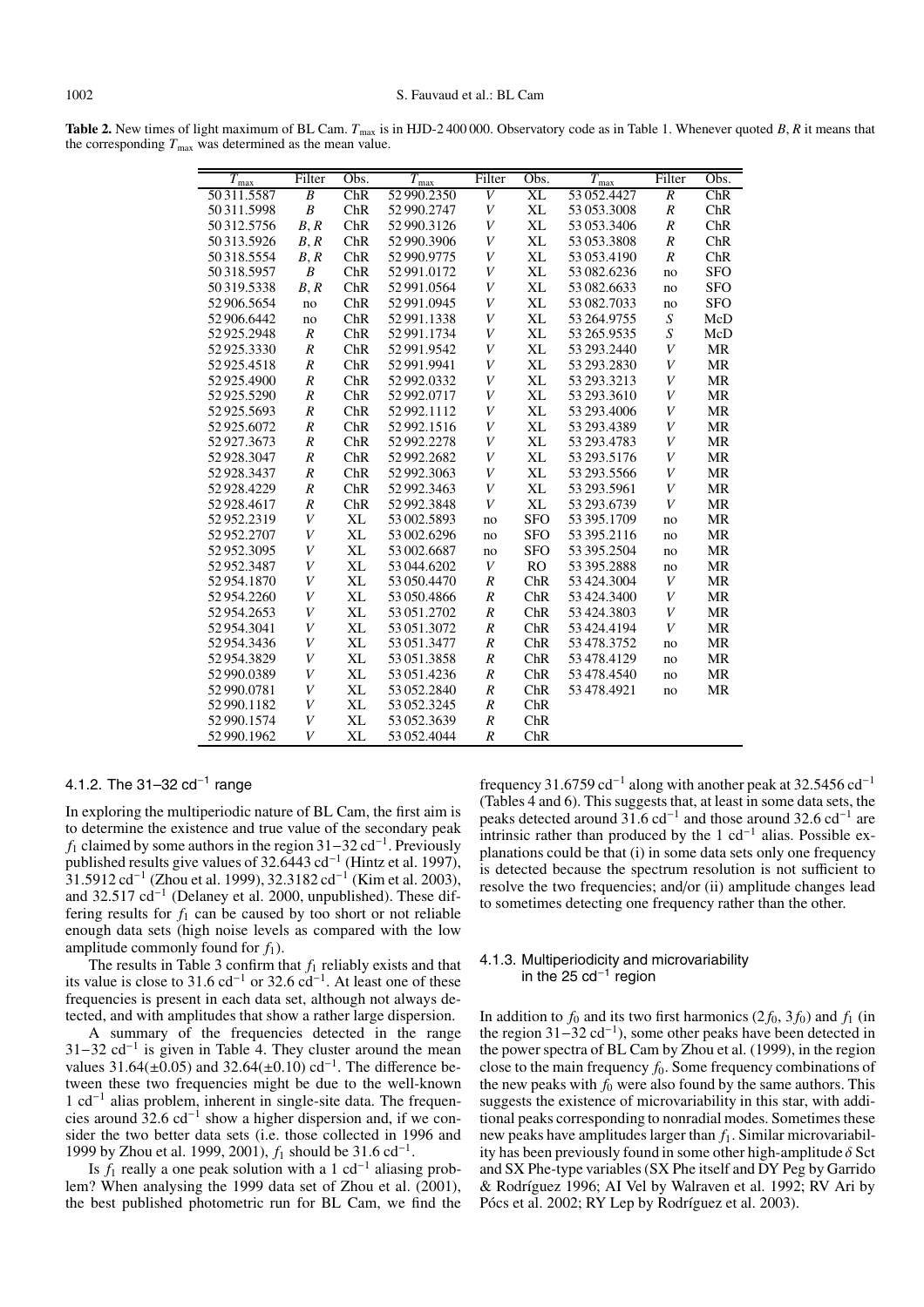**Table 2.** New times of light maximum of BL Cam. $T_{\max}$ is in HJD-2 400 000. Observatory code as in Table 1. Whenever quoted $B, R$ it means that the corresponding $T_{\max}$ was determined as the mean value.

| $T_{\max}$ | Filter | Obs. | $T_{\max}$ | Filter | Obs. | $T_{\max}$ | Filter | Obs. |
|---|---|---|---|---|---|---|---|---|
| 50 311.5587 | $B$ | ChR | 52 990.2350 | $V$ | XL | 53 052.4427 | $R$ | ChR |
| 50 311.5998 | $B$ | ChR | 52 990.2747 | $V$ | XL | 53 053.3008 | $R$ | ChR |
| 50 312.5756 | $B, R$ | ChR | 52 990.3126 | $V$ | XL | 53 053.3406 | $R$ | ChR |
| 50 313.5926 | $B, R$ | ChR | 52 990.3906 | $V$ | XL | 53 053.3808 | $R$ | ChR |
| 50 318.5554 | $B, R$ | ChR | 52 990.9775 | $V$ | XL | 53 053.4190 | $R$ | ChR |
| 50 318.5957 | $B$ | ChR | 52 991.0172 | $V$ | XL | 53 082.6236 | no | SFO |
| 50 319.5338 | $B, R$ | ChR | 52 991.0564 | $V$ | XL | 53 082.6633 | no | SFO |
| 52 906.5654 | no | ChR | 52 991.0945 | $V$ | XL | 53 082.7033 | no | SFO |
| 52 906.6442 | no | ChR | 52 991.1338 | $V$ | XL | 53 264.9755 | $S$ | McD |
| 52 925.2948 | $R$ | ChR | 52 991.1734 | $V$ | XL | 53 265.9535 | $S$ | McD |
| 52 925.3330 | $R$ | ChR | 52 991.9542 | $V$ | XL | 53 293.2440 | $V$ | MR |
| 52 925.4518 | $R$ | ChR | 52 991.9941 | $V$ | XL | 53 293.2830 | $V$ | MR |
| 52 925.4900 | $R$ | ChR | 52 992.0332 | $V$ | XL | 53 293.3213 | $V$ | MR |
| 52 925.5290 | $R$ | ChR | 52 992.0717 | $V$ | XL | 53 293.3610 | $V$ | MR |
| 52 925.5693 | $R$ | ChR | 52 992.1112 | $V$ | XL | 53 293.4006 | $V$ | MR |
| 52 925.6072 | $R$ | ChR | 52 992.1516 | $V$ | XL | 53 293.4389 | $V$ | MR |
| 52 927.3673 | $R$ | ChR | 52 992.2278 | $V$ | XL | 53 293.4783 | $V$ | MR |
| 52 928.3047 | $R$ | ChR | 52 992.2682 | $V$ | XL | 53 293.5176 | $V$ | MR |
| 52 928.3437 | $R$ | ChR | 52 992.3063 | $V$ | XL | 53 293.5566 | $V$ | MR |
| 52 928.4229 | $R$ | ChR | 52 992.3463 | $V$ | XL | 53 293.5961 | $V$ | MR |
| 52 928.4617 | $R$ | ChR | 52 992.3848 | $V$ | XL | 53 293.6739 | $V$ | MR |
| 52 952.2319 | $V$ | XL | 53 002.5893 | no | SFO | 53 395.1709 | no | MR |
| 52 952.2707 | $V$ | XL | 53 002.6296 | no | SFO | 53 395.2116 | no | MR |
| 52 952.3095 | $V$ | XL | 53 002.6687 | no | SFO | 53 395.2504 | no | MR |
| 52 952.3487 | $V$ | XL | 53 044.6202 | $V$ | RO | 53 395.2888 | no | MR |
| 52 954.1870 | $V$ | XL | 53 050.4470 | $R$ | ChR | 53 424.3004 | $V$ | MR |
| 52 954.2260 | $V$ | XL | 53 050.4866 | $R$ | ChR | 53 424.3400 | $V$ | MR |
| 52 954.2653 | $V$ | XL | 53 051.2702 | $R$ | ChR | 53 424.3803 | $V$ | MR |
| 52 954.3041 | $V$ | XL | 53 051.3072 | $R$ | ChR | 53 424.4194 | $V$ | MR |
| 52 954.3436 | $V$ | XL | 53 051.3477 | $R$ | ChR | 53 478.3752 | no | MR |
| 52 954.3829 | $V$ | XL | 53 051.3858 | $R$ | ChR | 53 478.4129 | no | MR |
| 52 990.0389 | $V$ | XL | 53 051.4236 | $R$ | ChR | 53 478.4540 | no | MR |
| 52 990.0781 | $V$ | XL | 53 052.2840 | $R$ | ChR | 53 478.4921 | no | MR |
| 52 990.1182 | $V$ | XL | 53 052.3245 | $R$ | ChR | | | |
| 52 990.1574 | $V$ | XL | 53 052.3639 | $R$ | ChR | | | |
| 52 990.1962 | $V$ | XL | 53 052.4044 | $R$ | ChR | | | |

#### 4.1.2. The 31–32 $\mathrm{cd}^{-1}$ range

In exploring the multiperiodic nature of BL Cam, the first aim is to determine the existence and true value of the secondary peak $f_1$ claimed by some authors in the region 31−32 $\mathrm{cd}^{-1}$. Previously published results give values of 32.6443 $\mathrm{cd}^{-1}$ (Hintz et al. 1997), 31.5912 $\mathrm{cd}^{-1}$ (Zhou et al. 1999), 32.3182 $\mathrm{cd}^{-1}$ (Kim et al. 2003), and 32.517 $\mathrm{cd}^{-1}$ (Delaney et al. 2000, unpublished). These differing results for $f_1$ can be caused by too short or not reliable enough data sets (high noise levels as compared with the low amplitude commonly found for $f_1$).

The results in Table 3 confirm that $f_1$ reliably exists and that its value is close to 31.6 $\mathrm{cd}^{-1}$ or 32.6 $\mathrm{cd}^{-1}$. At least one of these frequencies is present in each data set, although not always detected, and with amplitudes that show a rather large dispersion.

A summary of the frequencies detected in the range 31−32 $\mathrm{cd}^{-1}$ is given in Table 4. They cluster around the mean values 31.64(±0.05) and 32.64(±0.10) $\mathrm{cd}^{-1}$. The difference between these two frequencies might be due to the well-known 1 $\mathrm{cd}^{-1}$ alias problem, inherent in single-site data. The frequencies around 32.6 $\mathrm{cd}^{-1}$ show a higher dispersion and, if we consider the two better data sets (i.e. those collected in 1996 and 1999 by Zhou et al. 1999, 2001), $f_1$ should be 31.6 $\mathrm{cd}^{-1}$.

Is $f_1$ really a one peak solution with a 1 $\mathrm{cd}^{-1}$ aliasing problem? When analysing the 1999 data set of Zhou et al. (2001), the best published photometric run for BL Cam, we find the frequency 31.6759 $\mathrm{cd}^{-1}$ along with another peak at 32.5456 $\mathrm{cd}^{-1}$ (Tables 4 and 6). This suggests that, at least in some data sets, the peaks detected around 31.6 $\mathrm{cd}^{-1}$ and those around 32.6 $\mathrm{cd}^{-1}$ are intrinsic rather than produced by the 1 $\mathrm{cd}^{-1}$ alias. Possible explanations could be that (i) in some data sets only one frequency is detected because the spectrum resolution is not sufficient to resolve the two frequencies; and/or (ii) amplitude changes lead to sometimes detecting one frequency rather than the other.

#### 4.1.3. Multiperiodicity and microvariability in the 25 $\mathrm{cd}^{-1}$ region

In addition to $f_0$ and its two first harmonics ($2f_0$, $3f_0$) and $f_1$ (in the region 31−32 $\mathrm{cd}^{-1}$), some other peaks have been detected in the power spectra of BL Cam by Zhou et al. (1999), in the region close to the main frequency $f_0$. Some frequency combinations of the new peaks with $f_0$ were also found by the same authors. This suggests the existence of microvariability in this star, with additional peaks corresponding to nonradial modes. Sometimes these new peaks have amplitudes larger than $f_1$. Similar microvariability has been previously found in some other high-amplitude $\delta$ Sct and SX Phe-type variables (SX Phe itself and DY Peg by Garrido & Rodríguez 1996; AI Vel by Walraven et al. 1992; RV Ari by Pócs et al. 2002; RY Lep by Rodríguez et al. 2003).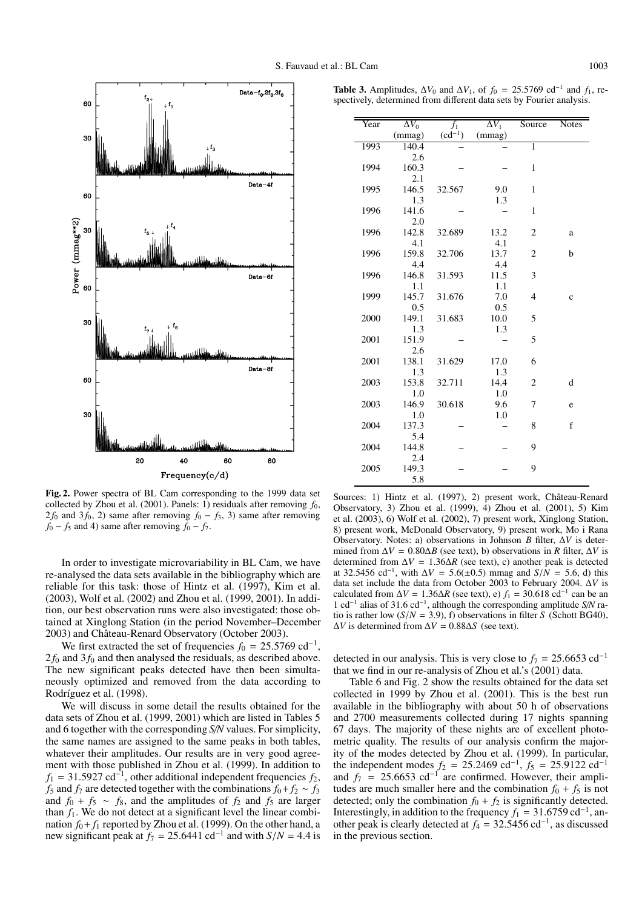Data-$f_0$,$2f_0$,$3f_0$

$f_2$ $f_1$ $f_3$

Data-4f

$f_5$ $f_4$

Data-6f

$f_7$ $f_6$

Data-8f

Power (mmag**2)

60 30 60 30 60 30 60 30

20 40 60 80

Frequency(c/d)

**Fig. 2.** Power spectra of BL Cam corresponding to the 1999 data set collected by Zhou et al. (2001). Panels: 1) residuals after removing $f_0$, $2f_0$ and $3f_0$, 2) same after removing $f_0 - f_3$, 3) same after removing $f_0 - f_5$ and 4) same after removing $f_0 - f_7$.

**Table 3.** Amplitudes, $\Delta V_0$ and $\Delta V_1$, of $f_0$ = 25.5769 cd$^{-1}$ and $f_1$, respectively, determined from different data sets by Fourier analysis.

| Year | $\Delta V_0$ (mmag) | $f_1$ (cd$^{-1}$) | $\Delta V_1$ (mmag) | Source | Notes |
|---|---|---|---|---|---|
| 1993 | 140.4 | – | – | 1 | |
| | 2.6 | | | | |
| 1994 | 160.3 | – | – | 1 | |
| | 2.1 | | | | |
| 1995 | 146.5 | 32.567 | 9.0 | 1 | |
| | 1.3 | | 1.3 | | |
| 1996 | 141.6 | – | – | 1 | |
| | 2.0 | | | | |
| 1996 | 142.8 | 32.689 | 13.2 | 2 | a |
| | 4.1 | | 4.1 | | |
| 1996 | 159.8 | 32.706 | 13.7 | 2 | b |
| | 4.4 | | 4.4 | | |
| 1996 | 146.8 | 31.593 | 11.5 | 3 | |
| | 1.1 | | 1.1 | | |
| 1999 | 145.7 | 31.676 | 7.0 | 4 | c |
| | 0.5 | | 0.5 | | |
| 2000 | 149.1 | 31.683 | 10.0 | 5 | |
| | 1.3 | | 1.3 | | |
| 2001 | 151.9 | – | – | 5 | |
| | 2.6 | | | | |
| 2001 | 138.1 | 31.629 | 17.0 | 6 | |
| | 1.3 | | 1.3 | | |
| 2003 | 153.8 | 32.711 | 14.4 | 2 | d |
| | 1.0 | | 1.0 | | |
| 2003 | 146.9 | 30.618 | 9.6 | 7 | e |
| | 1.0 | | 1.0 | | |
| 2004 | 137.3 | – | – | 8 | f |
| | 5.4 | | | | |
| 2004 | 144.8 | – | – | 9 | |
| | 2.4 | | | | |
| 2005 | 149.3 | – | – | 9 | |
| | 5.8 | | | | |

Sources: 1) Hintz et al. (1997), 2) present work, Château-Renard Observatory, 3) Zhou et al. (1999), 4) Zhou et al. (2001), 5) Kim et al. (2003), 6) Wolf et al. (2002), 7) present work, Xinglong Station, 8) present work, McDonald Observatory, 9) present work, Mo i Rana Observatory. Notes: a) observations in Johnson $B$ filter, $\Delta V$ is determined from $\Delta V = 0.80\Delta B$ (see text), b) observations in $R$ filter, $\Delta V$ is determined from $\Delta V = 1.36\Delta R$ (see text), c) another peak is detected at 32.5456 cd$^{-1}$, with $\Delta V = 5.6(\pm 0.5)$ mmag and $S/N$ = 5.6, d) this data set include the data from October 2003 to February 2004. $\Delta V$ is calculated from $\Delta V = 1.36\Delta R$ (see text), e) $f_1$ = 30.618 cd$^{-1}$ can be an 1 cd$^{-1}$ alias of 31.6 cd$^{-1}$, although the corresponding amplitude $S/N$ ratio is rather low ($S/N$ = 3.9), f) observations in filter $S$ (Schott BG40), $\Delta V$ is determined from $\Delta V = 0.88\Delta S$ (see text).

In order to investigate microvariability in BL Cam, we have re-analysed the data sets available in the bibliography which are reliable for this task: those of Hintz et al. (1997), Kim et al. (2003), Wolf et al. (2002) and Zhou et al. (1999, 2001). In addition, our best observation runs were also investigated: those obtained at Xinglong Station (in the period November–December 2003) and Château-Renard Observatory (October 2003).

We first extracted the set of frequencies $f_0$ = 25.5769 cd$^{-1}$, $2f_0$ and $3f_0$ and then analysed the residuals, as described above. The new significant peaks detected have then been simultaneously optimized and removed from the data according to Rodríguez et al. (1998).

We will discuss in some detail the results obtained for the data sets of Zhou et al. (1999, 2001) which are listed in Tables 5 and 6 together with the corresponding $S/N$ values. For simplicity, the same names are assigned to the same peaks in both tables, whatever their amplitudes. Our results are in very good agreement with those published in Zhou et al. (1999). In addition to $f_1$ = 31.5927 cd$^{-1}$, other additional independent frequencies $f_2$, $f_5$ and $f_7$ are detected together with the combinations $f_0+f_2 \sim f_3$ and $f_0 + f_5 \sim f_8$, and the amplitudes of $f_2$ and $f_5$ are larger than $f_1$. We do not detect at a significant level the linear combination $f_0+f_1$ reported by Zhou et al. (1999). On the other hand, a new significant peak at $f_7$ = 25.6441 cd$^{-1}$ and with $S/N$ = 4.4 is detected in our analysis. This is very close to $f_7$ = 25.6653 cd$^{-1}$ that we find in our re-analysis of Zhou et al.'s (2001) data.

Table 6 and Fig. 2 show the results obtained for the data set collected in 1999 by Zhou et al. (2001). This is the best run available in the bibliography with about 50 h of observations and 2700 measurements collected during 17 nights spanning 67 days. The majority of these nights are of excellent photometric quality. The results of our analysis confirm the majority of the modes detected by Zhou et al. (1999). In particular, the independent modes $f_2$ = 25.2469 cd$^{-1}$, $f_5$ = 25.9122 cd$^{-1}$ and $f_7$ = 25.6653 cd$^{-1}$ are confirmed. However, their amplitudes are much smaller here and the combination $f_0 + f_5$ is not detected; only the combination $f_0 + f_2$ is significantly detected. Interestingly, in addition to the frequency $f_1$ = 31.6759 cd$^{-1}$, another peak is clearly detected at $f_4$ = 32.5456 cd$^{-1}$, as discussed in the previous section.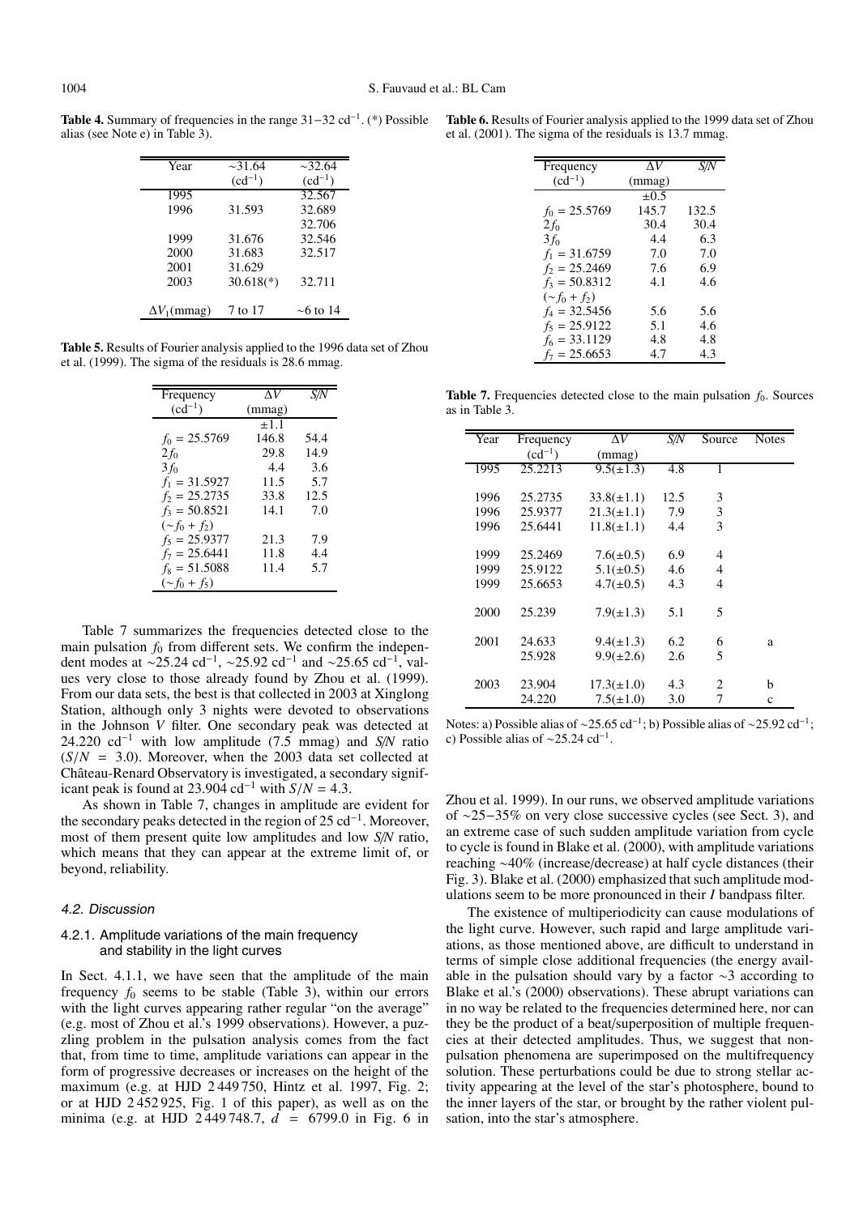**Table 4.** Summary of frequencies in the range 31−32 cd$^{-1}$. (*) Possible alias (see Note e) in Table 3).

| Year | ~31.64 (cd$^{-1}$) | ~32.64 (cd$^{-1}$) |
|---|---|---|
| 1995 | | 32.567 |
| 1996 | 31.593 | 32.689 |
| | | 32.706 |
| 1999 | 31.676 | 32.546 |
| 2000 | 31.683 | 32.517 |
| 2001 | 31.629 | |
| 2003 | 30.618(*) | 32.711 |
| $\Delta V_1$(mmag) | 7 to 17 | ~6 to 14 |

**Table 5.** Results of Fourier analysis applied to the 1996 data set of Zhou et al. (1999). The sigma of the residuals is 28.6 mmag.

| Frequency (cd$^{-1}$) | $\Delta V$ (mmag) | S/N |
|---|---|---|
| | ±1.1 | |
| $f_0$ = 25.5769 | 146.8 | 54.4 |
| $2f_0$ | 29.8 | 14.9 |
| $3f_0$ | 4.4 | 3.6 |
| $f_1$ = 31.5927 | 11.5 | 5.7 |
| $f_2$ = 25.2735 | 33.8 | 12.5 |
| $f_3$ = 50.8521 | 14.1 | 7.0 |
| ($\sim f_0 + f_2$) | | |
| $f_5$ = 25.9377 | 21.3 | 7.9 |
| $f_7$ = 25.6441 | 11.8 | 4.4 |
| $f_8$ = 51.5088 | 11.4 | 5.7 |
| ($\sim f_0 + f_5$) | | |

Table 7 summarizes the frequencies detected close to the main pulsation $f_0$ from different sets. We confirm the independent modes at ~25.24 cd$^{-1}$, ~25.92 cd$^{-1}$ and ~25.65 cd$^{-1}$, values very close to those already found by Zhou et al. (1999). From our data sets, the best is that collected in 2003 at Xinglong Station, although only 3 nights were devoted to observations in the Johnson *V* filter. One secondary peak was detected at 24.220 cd$^{-1}$ with low amplitude (7.5 mmag) and S/N ratio ($S/N$ = 3.0). Moreover, when the 2003 data set collected at Château-Renard Observatory is investigated, a secondary significant peak is found at 23.904 cd$^{-1}$ with $S/N$ = 4.3.

As shown in Table 7, changes in amplitude are evident for the secondary peaks detected in the region of 25 cd$^{-1}$. Moreover, most of them present quite low amplitudes and low S/N ratio, which means that they can appear at the extreme limit of, or beyond, reliability.

### 4.2. Discussion

#### 4.2.1. Amplitude variations of the main frequency and stability in the light curves

In Sect. 4.1.1, we have seen that the amplitude of the main frequency $f_0$ seems to be stable (Table 3), within our errors with the light curves appearing rather regular "on the average" (e.g. most of Zhou et al.'s 1999 observations). However, a puzzling problem in the pulsation analysis comes from the fact that, from time to time, amplitude variations can appear in the form of progressive decreases or increases on the height of the maximum (e.g. at HJD 2 449 750, Hintz et al. 1997, Fig. 2; or at HJD 2 452 925, Fig. 1 of this paper), as well as on the minima (e.g. at HJD 2 449 748.7, $d$ = 6799.0 in Fig. 6 in Zhou et al. 1999). In our runs, we observed amplitude variations of ~25−35% on very close successive cycles (see Sect. 3), and an extreme case of such sudden amplitude variation from cycle to cycle is found in Blake et al. (2000), with amplitude variations reaching ~40% (increase/decrease) at half cycle distances (their Fig. 3). Blake et al. (2000) emphasized that such amplitude modulations seem to be more pronounced in their *I* bandpass filter.

The existence of multiperiodicity can cause modulations of the light curve. However, such rapid and large amplitude variations, as those mentioned above, are difficult to understand in terms of simple close additional frequencies (the energy available in the pulsation should vary by a factor ~3 according to Blake et al.'s (2000) observations). These abrupt variations can in no way be related to the frequencies determined here, nor can they be the product of a beat/superposition of multiple frequencies at their detected amplitudes. Thus, we suggest that non-pulsation phenomena are superimposed on the multifrequency solution. These perturbations could be due to strong stellar activity appearing at the level of the star's photosphere, bound to the inner layers of the star, or brought by the rather violent pulsation, into the star's atmosphere.

**Table 6.** Results of Fourier analysis applied to the 1999 data set of Zhou et al. (2001). The sigma of the residuals is 13.7 mmag.

| Frequency (cd$^{-1}$) | $\Delta V$ (mmag) | S/N |
|---|---|---|
| | ±0.5 | |
| $f_0$ = 25.5769 | 145.7 | 132.5 |
| $2f_0$ | 30.4 | 30.4 |
| $3f_0$ | 4.4 | 6.3 |
| $f_1$ = 31.6759 | 7.0 | 7.0 |
| $f_2$ = 25.2469 | 7.6 | 6.9 |
| $f_3$ = 50.8312 | 4.1 | 4.6 |
| ($\sim f_0 + f_2$) | | |
| $f_4$ = 32.5456 | 5.6 | 5.6 |
| $f_5$ = 25.9122 | 5.1 | 4.6 |
| $f_6$ = 33.1129 | 4.8 | 4.8 |
| $f_7$ = 25.6653 | 4.7 | 4.3 |

**Table 7.** Frequencies detected close to the main pulsation $f_0$. Sources as in Table 3.

| Year | Frequency (cd$^{-1}$) | $\Delta V$ (mmag) | S/N | Source | Notes |
|---|---|---|---|---|---|
| 1995 | 25.2213 | 9.5(±1.3) | 4.8 | 1 | |
| 1996 | 25.2735 | 33.8(±1.1) | 12.5 | 3 | |
| 1996 | 25.9377 | 21.3(±1.1) | 7.9 | 3 | |
| 1996 | 25.6441 | 11.8(±1.1) | 4.4 | 3 | |
| 1999 | 25.2469 | 7.6(±0.5) | 6.9 | 4 | |
| 1999 | 25.9122 | 5.1(±0.5) | 4.6 | 4 | |
| 1999 | 25.6653 | 4.7(±0.5) | 4.3 | 4 | |
| 2000 | 25.239 | 7.9(±1.3) | 5.1 | 5 | |
| 2001 | 24.633 | 9.4(±1.3) | 6.2 | 6 | a |
| | 25.928 | 9.9(±2.6) | 2.6 | 5 | |
| 2003 | 23.904 | 17.3(±1.0) | 4.3 | 2 | b |
| | 24.220 | 7.5(±1.0) | 3.0 | 7 | c |

Notes: a) Possible alias of ~25.65 cd$^{-1}$; b) Possible alias of ~25.92 cd$^{-1}$; c) Possible alias of ~25.24 cd$^{-1}$.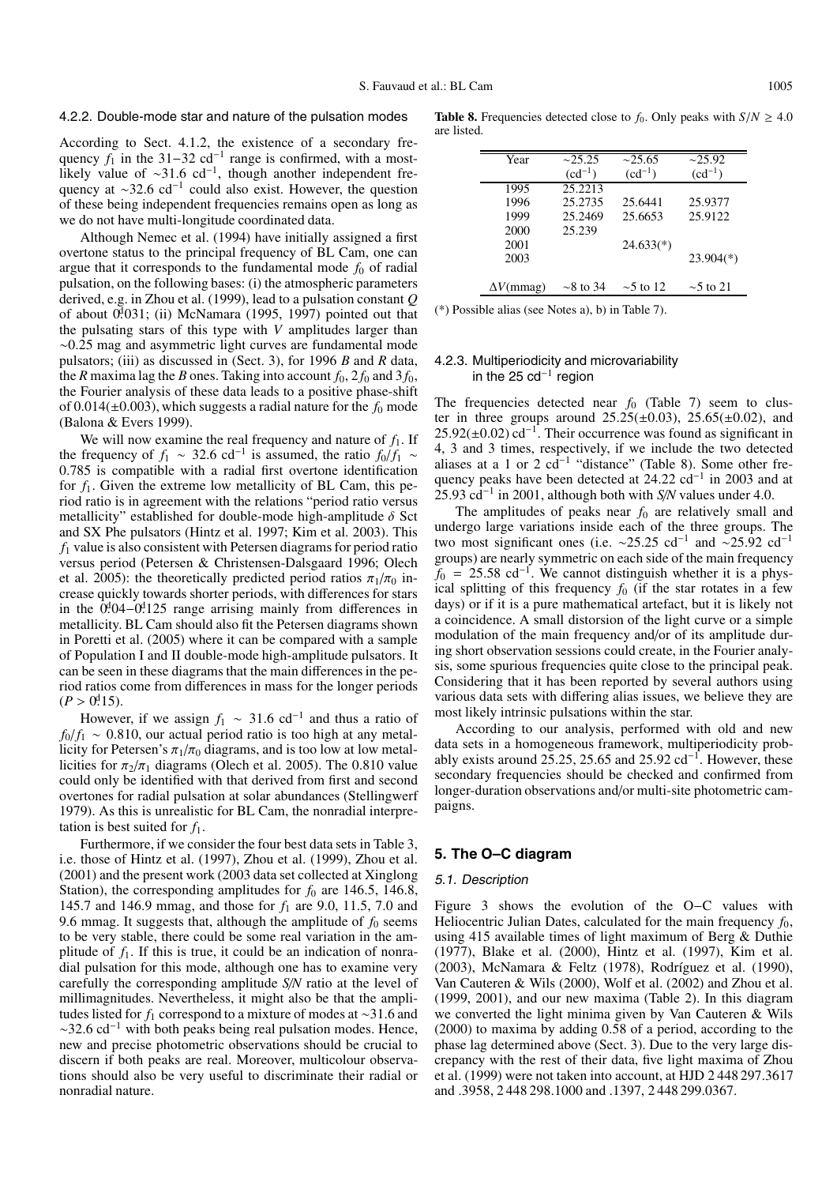#### 4.2.2. Double-mode star and nature of the pulsation modes

According to Sect. 4.1.2, the existence of a secondary frequency $f_1$ in the 31−32 cd$^{-1}$ range is confirmed, with a most-likely value of ∼31.6 cd$^{-1}$, though another independent frequency at ∼32.6 cd$^{-1}$ could also exist. However, the question of these being independent frequencies remains open as long as we do not have multi-longitude coordinated data.

Although Nemec et al. (1994) have initially assigned a first overtone status to the principal frequency of BL Cam, one can argue that it corresponds to the fundamental mode $f_0$ of radial pulsation, on the following bases: (i) the atmospheric parameters derived, e.g. in Zhou et al. (1999), lead to a pulsation constant $Q$ of about $0\fd031$; (ii) McNamara (1995, 1997) pointed out that the pulsating stars of this type with $V$ amplitudes larger than ∼0.25 mag and asymmetric light curves are fundamental mode pulsators; (iii) as discussed in (Sect. 3), for 1996 $B$ and $R$ data, the $R$ maxima lag the $B$ ones. Taking into account $f_0$, $2f_0$ and $3f_0$, the Fourier analysis of these data leads to a positive phase-shift of 0.014(±0.003), which suggests a radial nature for the $f_0$ mode (Balona & Evers 1999).

We will now examine the real frequency and nature of $f_1$. If the frequency of $f_1$ ∼ 32.6 cd$^{-1}$ is assumed, the ratio $f_0/f_1$ ∼ 0.785 is compatible with a radial first overtone identification for $f_1$. Given the extreme low metallicity of BL Cam, this period ratio is in agreement with the relations "period ratio versus metallicity" established for double-mode high-amplitude $\delta$ Sct and SX Phe pulsators (Hintz et al. 1997; Kim et al. 2003). This $f_1$ value is also consistent with Petersen diagrams for period ratio versus period (Petersen & Christensen-Dalsgaard 1996; Olech et al. 2005): the theoretically predicted period ratios $\pi_1/\pi_0$ increase quickly towards shorter periods, with differences for stars in the $0\fd04$–$0\fd125$ range arrising mainly from differences in metallicity. BL Cam should also fit the Petersen diagrams shown in Poretti et al. (2005) where it can be compared with a sample of Population I and II double-mode high-amplitude pulsators. It can be seen in these diagrams that the main differences in the period ratios come from differences in mass for the longer periods ($P > 0\fd15$).

However, if we assign $f_1$ ∼ 31.6 cd$^{-1}$ and thus a ratio of $f_0/f_1$ ∼ 0.810, our actual period ratio is too high at any metallicity for Petersen's $\pi_1/\pi_0$ diagrams, and is too low at low metallicities for $\pi_2/\pi_1$ diagrams (Olech et al. 2005). The 0.810 value could only be identified with that derived from first and second overtones for radial pulsation at solar abundances (Stellingwerf 1979). As this is unrealistic for BL Cam, the nonradial interpretation is best suited for $f_1$.

Furthermore, if we consider the four best data sets in Table 3, i.e. those of Hintz et al. (1997), Zhou et al. (1999), Zhou et al. (2001) and the present work (2003 data set collected at Xinglong Station), the corresponding amplitudes for $f_0$ are 146.5, 146.8, 145.7 and 146.9 mmag, and those for $f_1$ are 9.0, 11.5, 7.0 and 9.6 mmag. It suggests that, although the amplitude of $f_0$ seems to be very stable, there could be some real variation in the amplitude of $f_1$. If this is true, it could be an indication of nonradial pulsation for this mode, although one has to examine very carefully the corresponding amplitude *S/N* ratio at the level of millimagnitudes. Nevertheless, it might also be that the amplitudes listed for $f_1$ correspond to a mixture of modes at ∼31.6 and ∼32.6 cd$^{-1}$ with both peaks being real pulsation modes. Hence, new and precise photometric observations should be crucial to discern if both peaks are real. Moreover, multicolour observations should also be very useful to discriminate their radial or nonradial nature.

**Table 8.** Frequencies detected close to $f_0$. Only peaks with $S/N \geq 4.0$ are listed.

| Year | ∼25.25 (cd$^{-1}$) | ∼25.65 (cd$^{-1}$) | ∼25.92 (cd$^{-1}$) |
|---|---|---|---|
| 1995 | 25.2213 | | |
| 1996 | 25.2735 | 25.6441 | 25.9377 |
| 1999 | 25.2469 | 25.6653 | 25.9122 |
| 2000 | 25.239 | | |
| 2001 | | 24.633(*) | |
| 2003 | | | 23.904(*) |
| $\Delta V$(mmag) | ∼8 to 34 | ∼5 to 12 | ∼5 to 21 |

(*) Possible alias (see Notes a), b) in Table 7).

#### 4.2.3. Multiperiodicity and microvariability in the 25 cd$^{-1}$ region

The frequencies detected near $f_0$ (Table 7) seem to cluster in three groups around 25.25(±0.03), 25.65(±0.02), and 25.92(±0.02) cd$^{-1}$. Their occurrence was found as significant in 4, 3 and 3 times, respectively, if we include the two detected aliases at a 1 or 2 cd$^{-1}$ "distance" (Table 8). Some other frequency peaks have been detected at 24.22 cd$^{-1}$ in 2003 and at 25.93 cd$^{-1}$ in 2001, although both with *S/N* values under 4.0.

The amplitudes of peaks near $f_0$ are relatively small and undergo large variations inside each of the three groups. The two most significant ones (i.e. ∼25.25 cd$^{-1}$ and ∼25.92 cd$^{-1}$ groups) are nearly symmetric on each side of the main frequency $f_0$ = 25.58 cd$^{-1}$. We cannot distinguish whether it is a physical splitting of this frequency $f_0$ (if the star rotates in a few days) or if it is a pure mathematical artefact, but it is likely not a coincidence. A small distorsion of the light curve or a simple modulation of the main frequency and/or of its amplitude during short observation sessions could create, in the Fourier analysis, some spurious frequencies quite close to the principal peak. Considering that it has been reported by several authors using various data sets with differing alias issues, we believe they are most likely intrinsic pulsations within the star.

According to our analysis, performed with old and new data sets in a homogeneous framework, multiperiodicity probably exists around 25.25, 25.65 and 25.92 cd$^{-1}$. However, these secondary frequencies should be checked and confirmed from longer-duration observations and/or multi-site photometric campaigns.

## 5. The O–C diagram

### 5.1. Description

Figure 3 shows the evolution of the O−C values with Heliocentric Julian Dates, calculated for the main frequency $f_0$, using 415 available times of light maximum of Berg & Duthie (1977), Blake et al. (2000), Hintz et al. (1997), Kim et al. (2003), McNamara & Feltz (1978), Rodríguez et al. (1990), Van Cauteren & Wils (2000), Wolf et al. (2002) and Zhou et al. (1999, 2001), and our new maxima (Table 2). In this diagram we converted the light minima given by Van Cauteren & Wils (2000) to maxima by adding 0.58 of a period, according to the phase lag determined above (Sect. 3). Due to the very large discrepancy with the rest of their data, five light maxima of Zhou et al. (1999) were not taken into account, at HJD 2 448 297.3617 and .3958, 2 448 298.1000 and .1397, 2 448 299.0367.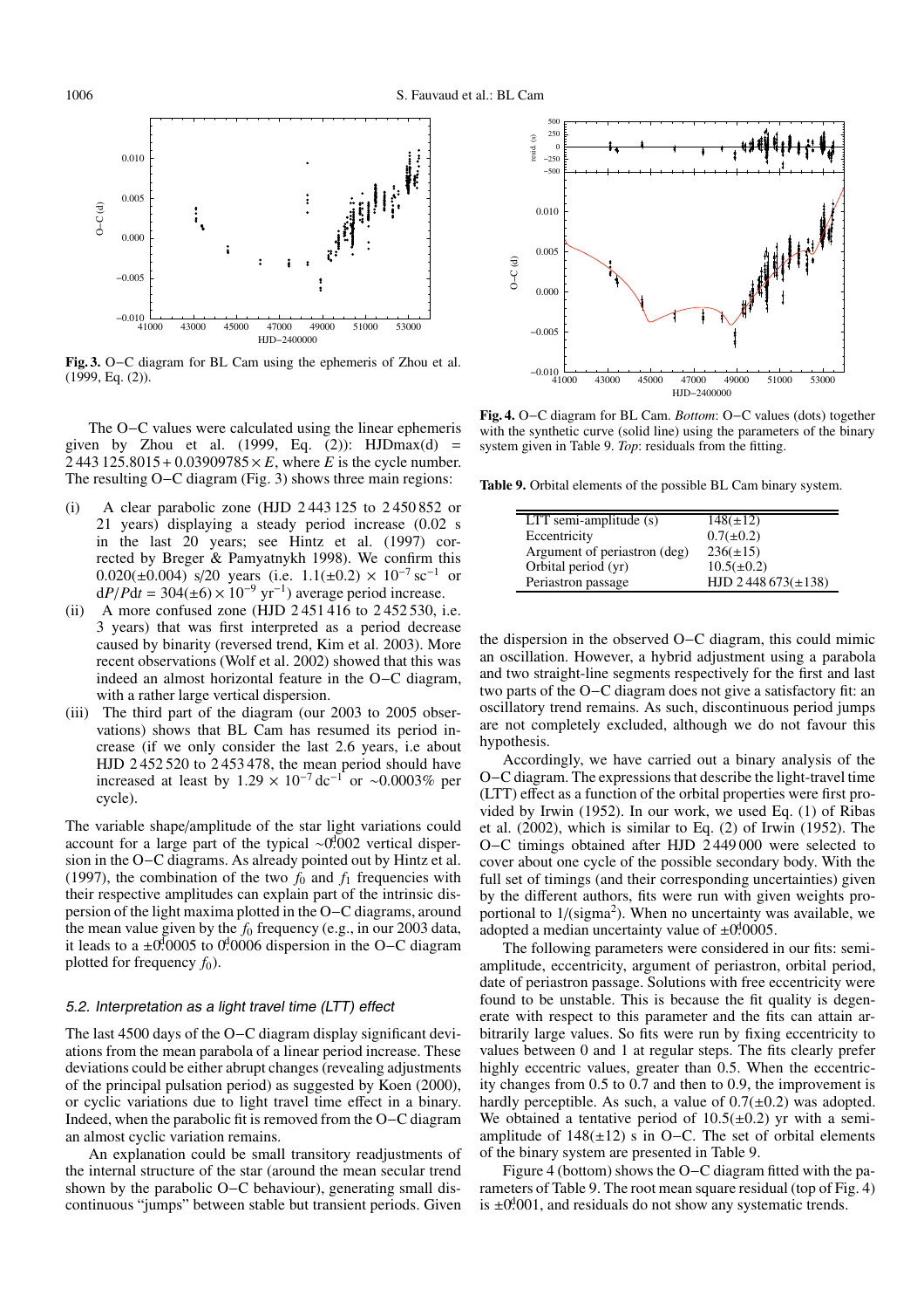O−C (d)

0.010

0.005

0.000

−0.005

−0.010

41000 43000 45000 47000 49000 51000 53000

HJD−2400000

**Fig. 3.** O−C diagram for BL Cam using the ephemeris of Zhou et al. (1999, Eq. (2)).

The O−C values were calculated using the linear ephemeris given by Zhou et al. (1999, Eq. (2)): HJDmax(d) = 2 443 125.8015 + 0.03909785 × $E$, where $E$ is the cycle number. The resulting O−C diagram (Fig. 3) shows three main regions:

(i) A clear parabolic zone (HJD 2 443 125 to 2 450 852 or 21 years) displaying a steady period increase (0.02 s in the last 20 years; see Hintz et al. (1997) corrected by Breger & Pamyatnykh 1998). We confirm this 0.020(±0.004) s/20 years (i.e. 1.1(±0.2) × $10^{-7}$ $\mathrm{sc}^{-1}$ or $\mathrm{d}P/P\mathrm{d}t$ = 304(±6) × $10^{-9}$ $\mathrm{yr}^{-1}$) average period increase.

(ii) A more confused zone (HJD 2 451 416 to 2 452 530, i.e. 3 years) that was first interpreted as a period decrease caused by binarity (reversed trend, Kim et al. 2003). More recent observations (Wolf et al. 2002) showed that this was indeed an almost horizontal feature in the O−C diagram, with a rather large vertical dispersion.

(iii) The third part of the diagram (our 2003 to 2005 observations) shows that BL Cam has resumed its period increase (if we only consider the last 2.6 years, i.e about HJD 2 452 520 to 2 453 478, the mean period should have increased at least by 1.29 × $10^{-7}$ $\mathrm{dc}^{-1}$ or ∼0.0003% per cycle).

The variable shape/amplitude of the star light variations could account for a large part of the typical ∼$0.^{\mathrm{d}}002$ vertical dispersion in the O−C diagrams. As already pointed out by Hintz et al. (1997), the combination of the two $f_0$ and $f_1$ frequencies with their respective amplitudes can explain part of the intrinsic dispersion of the light maxima plotted in the O−C diagrams, around the mean value given by the $f_0$ frequency (e.g., in our 2003 data, it leads to a ±$0.^{\mathrm{d}}0005$ to $0.^{\mathrm{d}}0006$ dispersion in the O−C diagram plotted for frequency $f_0$).

### *5.2. Interpretation as a light travel time (LTT) effect*

The last 4500 days of the O−C diagram display significant deviations from the mean parabola of a linear period increase. These deviations could be either abrupt changes (revealing adjustments of the principal pulsation period) as suggested by Koen (2000), or cyclic variations due to light travel time effect in a binary. Indeed, when the parabolic fit is removed from the O−C diagram an almost cyclic variation remains.

An explanation could be small transitory readjustments of the internal structure of the star (around the mean secular trend shown by the parabolic O−C behaviour), generating small discontinuous "jumps" between stable but transient periods. Given the dispersion in the observed O−C diagram, this could mimic an oscillation. However, a hybrid adjustment using a parabola and two straight-line segments respectively for the first and last two parts of the O−C diagram does not give a satisfactory fit: an oscillatory trend remains. As such, discontinuous period jumps are not completely excluded, although we do not favour this hypothesis.

Accordingly, we have carried out a binary analysis of the O−C diagram. The expressions that describe the light-travel time (LTT) effect as a function of the orbital properties were first provided by Irwin (1952). In our work, we used Eq. (1) of Ribas et al. (2002), which is similar to Eq. (2) of Irwin (1952). The O−C timings obtained after HJD 2 449 000 were selected to cover about one cycle of the possible secondary body. With the full set of timings (and their corresponding uncertainties) given by the different authors, fits were run with given weights proportional to 1/(sigma$^2$). When no uncertainty was available, we adopted a median uncertainty value of ±$0.^{\mathrm{d}}0005$.

The following parameters were considered in our fits: semi-amplitude, eccentricity, argument of periastron, orbital period, date of periastron passage. Solutions with free eccentricity were found to be unstable. This is because the fit quality is degenerate with respect to this parameter and the fits can attain arbitrarily large values. So fits were run by fixing eccentricity to values between 0 and 1 at regular steps. The fits clearly prefer highly eccentric values, greater than 0.5. When the eccentricity changes from 0.5 to 0.7 and then to 0.9, the improvement is hardly perceptible. As such, a value of 0.7(±0.2) was adopted. We obtained a tentative period of 10.5(±0.2) yr with a semi-amplitude of 148(±12) s in O−C. The set of orbital elements of the binary system are presented in Table 9.

Figure 4 (bottom) shows the O−C diagram fitted with the parameters of Table 9. The root mean square residual (top of Fig. 4) is ±$0.^{\mathrm{d}}001$, and residuals do not show any systematic trends.

resid. (s)

500
250
0
−250
−500

O−C (d)

0.010

0.005

0.000

−0.005

−0.010

41000 43000 45000 47000 49000 51000 53000

HJD−2400000

**Fig. 4.** O−C diagram for BL Cam. *Bottom*: O−C values (dots) together with the synthetic curve (solid line) using the parameters of the binary system given in Table 9. *Top*: residuals from the fitting.

**Table 9.** Orbital elements of the possible BL Cam binary system.

| | |
|---|---|
| LTT semi-amplitude (s) | 148(±12) |
| Eccentricity | 0.7(±0.2) |
| Argument of periastron (deg) | 236(±15) |
| Orbital period (yr) | 10.5(±0.2) |
| Periastron passage | HJD 2 448 673(±138) |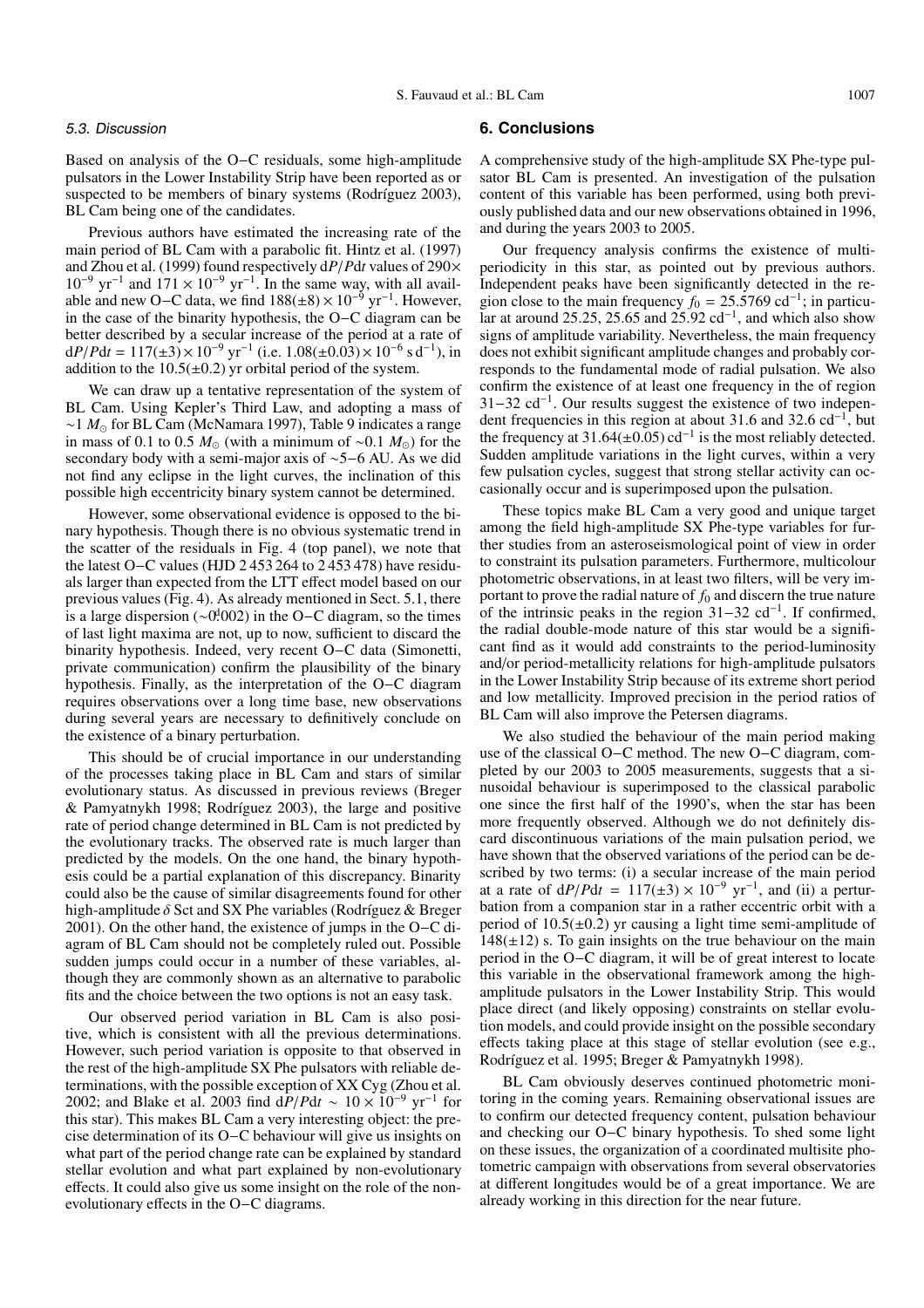### 5.3. Discussion

Based on analysis of the O−C residuals, some high-amplitude pulsators in the Lower Instability Strip have been reported as or suspected to be members of binary systems (Rodríguez 2003), BL Cam being one of the candidates.

Previous authors have estimated the increasing rate of the main period of BL Cam with a parabolic fit. Hintz et al. (1997) and Zhou et al. (1999) found respectively $dP/Pdt$ values of $290\times 10^{-9}$ yr$^{-1}$ and $171\times 10^{-9}$ yr$^{-1}$. In the same way, with all available and new O−C data, we find $188(\pm 8)\times 10^{-9}$ yr$^{-1}$. However, in the case of the binarity hypothesis, the O−C diagram can be better described by a secular increase of the period at a rate of $dP/Pdt = 117(\pm 3)\times 10^{-9}$ yr$^{-1}$ (i.e. $1.08(\pm 0.03)\times 10^{-6}$ s d$^{-1}$), in addition to the $10.5(\pm 0.2)$ yr orbital period of the system.

We can draw up a tentative representation of the system of BL Cam. Using Kepler's Third Law, and adopting a mass of $\sim 1\ M_{\odot}$ for BL Cam (McNamara 1997), Table 9 indicates a range in mass of 0.1 to 0.5 $M_{\odot}$ (with a minimum of $\sim 0.1\ M_{\odot}$) for the secondary body with a semi-major axis of ∼5−6 AU. As we did not find any eclipse in the light curves, the inclination of this possible high eccentricity binary system cannot be determined.

However, some observational evidence is opposed to the binary hypothesis. Though there is no obvious systematic trend in the scatter of the residuals in Fig. 4 (top panel), we note that the latest O−C values (HJD 2 453 264 to 2 453 478) have residuals larger than expected from the LTT effect model based on our previous values (Fig. 4). As already mentioned in Sect. 5.1, there is a large dispersion ($\sim 0\overset{\mathrm{d}}{.}002$) in the O−C diagram, so the times of last light maxima are not, up to now, sufficient to discard the binarity hypothesis. Indeed, very recent O−C data (Simonetti, private communication) confirm the plausibility of the binary hypothesis. Finally, as the interpretation of the O−C diagram requires observations over a long time base, new observations during several years are necessary to definitively conclude on the existence of a binary perturbation.

This should be of crucial importance in our understanding of the processes taking place in BL Cam and stars of similar evolutionary status. As discussed in previous reviews (Breger & Pamyatnykh 1998; Rodríguez 2003), the large and positive rate of period change determined in BL Cam is not predicted by the evolutionary tracks. The observed rate is much larger than predicted by the models. On the one hand, the binary hypothesis could be a partial explanation of this discrepancy. Binarity could also be the cause of similar disagreements found for other high-amplitude $\delta$ Sct and SX Phe variables (Rodríguez & Breger 2001). On the other hand, the existence of jumps in the O−C diagram of BL Cam should not be completely ruled out. Possible sudden jumps could occur in a number of these variables, although they are commonly shown as an alternative to parabolic fits and the choice between the two options is not an easy task.

Our observed period variation in BL Cam is also positive, which is consistent with all the previous determinations. However, such period variation is opposite to that observed in the rest of the high-amplitude SX Phe pulsators with reliable determinations, with the possible exception of XX Cyg (Zhou et al. 2002; and Blake et al. 2003 find $dP/Pdt \sim 10\times 10^{-9}$ yr$^{-1}$ for this star). This makes BL Cam a very interesting object: the precise determination of its O−C behaviour will give us insights on what part of the period change rate can be explained by standard stellar evolution and what part explained by non-evolutionary effects. It could also give us some insight on the role of the non-evolutionary effects in the O−C diagrams.

## 6. Conclusions

A comprehensive study of the high-amplitude SX Phe-type pulsator BL Cam is presented. An investigation of the pulsation content of this variable has been performed, using both previously published data and our new observations obtained in 1996, and during the years 2003 to 2005.

Our frequency analysis confirms the existence of multiperiodicity in this star, as pointed out by previous authors. Independent peaks have been significantly detected in the region close to the main frequency $f_0 = 25.5769$ cd$^{-1}$; in particular at around 25.25, 25.65 and 25.92 cd$^{-1}$, and which also show signs of amplitude variability. Nevertheless, the main frequency does not exhibit significant amplitude changes and probably corresponds to the fundamental mode of radial pulsation. We also confirm the existence of at least one frequency in the of region 31−32 cd$^{-1}$. Our results suggest the existence of two independent frequencies in this region at about 31.6 and 32.6 cd$^{-1}$, but the frequency at $31.64(\pm 0.05)$ cd$^{-1}$ is the most reliably detected. Sudden amplitude variations in the light curves, within a very few pulsation cycles, suggest that strong stellar activity can occasionally occur and is superimposed upon the pulsation.

These topics make BL Cam a very good and unique target among the field high-amplitude SX Phe-type variables for further studies from an asteroseismological point of view in order to constraint its pulsation parameters. Furthermore, multicolour photometric observations, in at least two filters, will be very important to prove the radial nature of $f_0$ and discern the true nature of the intrinsic peaks in the region 31−32 cd$^{-1}$. If confirmed, the radial double-mode nature of this star would be a significant find as it would add constraints to the period-luminosity and/or period-metallicity relations for high-amplitude pulsators in the Lower Instability Strip because of its extreme short period and low metallicity. Improved precision in the period ratios of BL Cam will also improve the Petersen diagrams.

We also studied the behaviour of the main period making use of the classical O−C method. The new O−C diagram, completed by our 2003 to 2005 measurements, suggests that a sinusoidal behaviour is superimposed to the classical parabolic one since the first half of the 1990's, when the star has been more frequently observed. Although we do not definitely discard discontinuous variations of the main pulsation period, we have shown that the observed variations of the period can be described by two terms: (i) a secular increase of the main period at a rate of $dP/Pdt = 117(\pm 3)\times 10^{-9}$ yr$^{-1}$, and (ii) a perturbation from a companion star in a rather eccentric orbit with a period of $10.5(\pm 0.2)$ yr causing a light time semi-amplitude of $148(\pm 12)$ s. To gain insights on the true behaviour on the main period in the O−C diagram, it will be of great interest to locate this variable in the observational framework among the high-amplitude pulsators in the Lower Instability Strip. This would place direct (and likely opposing) constraints on stellar evolution models, and could provide insight on the possible secondary effects taking place at this stage of stellar evolution (see e.g., Rodríguez et al. 1995; Breger & Pamyatnykh 1998).

BL Cam obviously deserves continued photometric monitoring in the coming years. Remaining observational issues are to confirm our detected frequency content, pulsation behaviour and checking our O−C binary hypothesis. To shed some light on these issues, the organization of a coordinated multisite photometric campaign with observations from several observatories at different longitudes would be of a great importance. We are already working in this direction for the near future.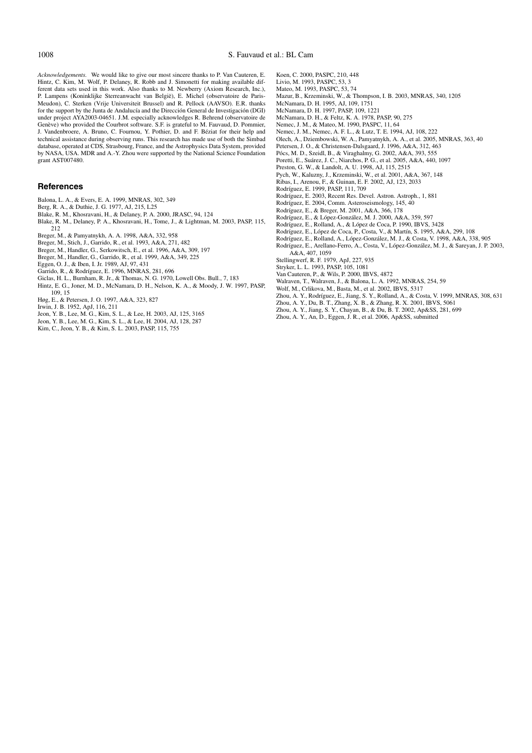*Acknowledgements.* We would like to give our most sincere thanks to P. Van Cauteren, E. Hintz, C. Kim, M. Wolf, P. Delaney, R. Robb and J. Simonetti for making available different data sets used in this work. Also thanks to M. Newberry (Axiom Research, Inc.), P. Lampens (Koninklijke Sterreanwacht van België), E. Michel (observatoire de Paris-Meudon), C. Sterken (Vrije Universiteit Brussel) and R. Pellock (AAVSO). E.R. thanks for the support by the Junta de Andalucía and the Dirección General de Investigación (DGI) under project AYA2003-04651. J.M. especially acknowledges R. Behrend (observatoire de Genève) who provided the Courbrot software. S.F. is grateful to M. Fauvaud, D. Pommier, J. Vandenbroere, A. Bruno, C. Fournou, Y. Pothier, D. and F. Béziat for their help and technical assistance during observing runs. This research has made use of both the Simbad database, operated at CDS, Strasbourg, France, and the Astrophysics Data System, provided by NASA, USA. MDR and A.-Y. Zhou were supported by the National Science Foundation grant AST007480.

## References

Balona, L. A., & Evers, E. A. 1999, MNRAS, 302, 349
Berg, R. A., & Duthie, J. G. 1977, AJ, 215, L25
Blake, R. M., Khosravani, H., & Delaney, P. A. 2000, JRASC, 94, 124
Blake, R. M., Delaney, P. A., Khosravani, H., Tome, J., & Lightman, M. 2003, PASP, 115, 212
Breger, M., & Pamyatnykh, A. A. 1998, A&A, 332, 958
Breger, M., Stich, J., Garrido, R., et al. 1993, A&A, 271, 482
Breger, M., Handler, G., Serkowitsch, E., et al. 1996, A&A, 309, 197
Breger, M., Handler, G., Garrido, R., et al. 1999, A&A, 349, 225
Eggen, O. J., & Iben, I. Jr. 1989, AJ, 97, 431
Garrido, R., & Rodríguez, E. 1996, MNRAS, 281, 696
Giclas, H. L., Burnham, R. Jr., & Thomas, N. G. 1970, Lowell Obs. Bull., 7, 183
Hintz, E. G., Joner, M. D., McNamara, D. H., Nelson, K. A., & Moody, J. W. 1997, PASP, 109, 15
Høg, E., & Petersen, J. O. 1997, A&A, 323, 827
Irwin, J. B. 1952, ApJ, 116, 211
Jeon, Y. B., Lee, M. G., Kim, S. L., & Lee, H. 2003, AJ, 125, 3165
Jeon, Y. B., Lee, M. G., Kim, S. L., & Lee, H. 2004, AJ, 128, 287
Kim, C., Jeon, Y. B., & Kim, S. L. 2003, PASP, 115, 755
Koen, C. 2000, PASPC, 210, 448
Livio, M. 1993, PASPC, 53, 3
Mateo, M. 1993, PASPC, 53, 74
Mazur, B., Krzeminski, W., & Thompson, I. B. 2003, MNRAS, 340, 1205
McNamara, D. H. 1995, AJ, 109, 1751
McNamara, D. H. 1997, PASP, 109, 1221
McNamara, D. H., & Feltz, K. A. 1978, PASP, 90, 275
Nemec, J. M., & Mateo, M. 1990, PASPC, 11, 64
Nemec, J. M., Nemec, A. F. L., & Lutz, T. E. 1994, AJ, 108, 222
Olech, A., Dziembowski, W. A., Pamyatnykh, A. A., et al. 2005, MNRAS, 363, 40
Petersen, J. O., & Christensen-Dalsgaard, J. 1996, A&A, 312, 463
Pócs, M. D., Szeidl, B., & Viraghalmy, G. 2002, A&A, 393, 555
Poretti, E., Suárez, J. C., Niarchos, P. G., et al. 2005, A&A, 440, 1097
Preston, G. W., & Landolt, A. U. 1998, AJ, 115, 2515
Pych, W., Kaluzny, J., Krzeminski, W., et al. 2001, A&A, 367, 148
Ribas, I., Arenou, F., & Guinan, E. F. 2002, AJ, 123, 2033
Rodríguez, E. 1999, PASP, 111, 709
Rodríguez, E. 2003, Recent Res. Devel. Astron. Astroph., 1, 881
Rodríguez, E. 2004, Comm. Asteroseismology, 145, 40
Rodríguez, E., & Breger, M. 2001, A&A, 366, 178
Rodríguez, E., & López-González, M. J. 2000, A&A, 359, 597
Rodríguez, E., Rolland, A., & López de Coca, P. 1990, IBVS, 3428
Rodríguez, E., López de Coca, P., Costa, V., & Martín, S. 1995, A&A, 299, 108
Rodríguez, E., Rolland, A., López-González, M. J., & Costa, V. 1998, A&A, 338, 905
Rodríguez, E., Arellano-Ferro, A., Costa, V., López-González, M. J., & Sareyan, J. P. 2003, A&A, 407, 1059
Stellingwerf, R. F. 1979, ApJ, 227, 935
Stryker, L. L. 1993, PASP, 105, 1081
Van Cauteren, P., & Wils, P. 2000, IBVS, 4872
Walraven, T., Walraven, J., & Balona, L. A. 1992, MNRAS, 254, 59
Wolf, M., Crlikova, M., Basta, M., et al. 2002, IBVS, 5317
Zhou, A. Y., Rodríguez, E., Jiang, S. Y., Rolland, A., & Costa, V. 1999, MNRAS, 308, 631
Zhou, A. Y., Du, B. T., Zhang, X. B., & Zhang, R. X. 2001, IBVS, 5061
Zhou, A. Y., Jiang, S. Y., Chayan, B., & Du, B. T. 2002, Ap&SS, 281, 699
Zhou, A. Y., An, D., Eggen, J. R., et al. 2006, Ap&SS, submitted